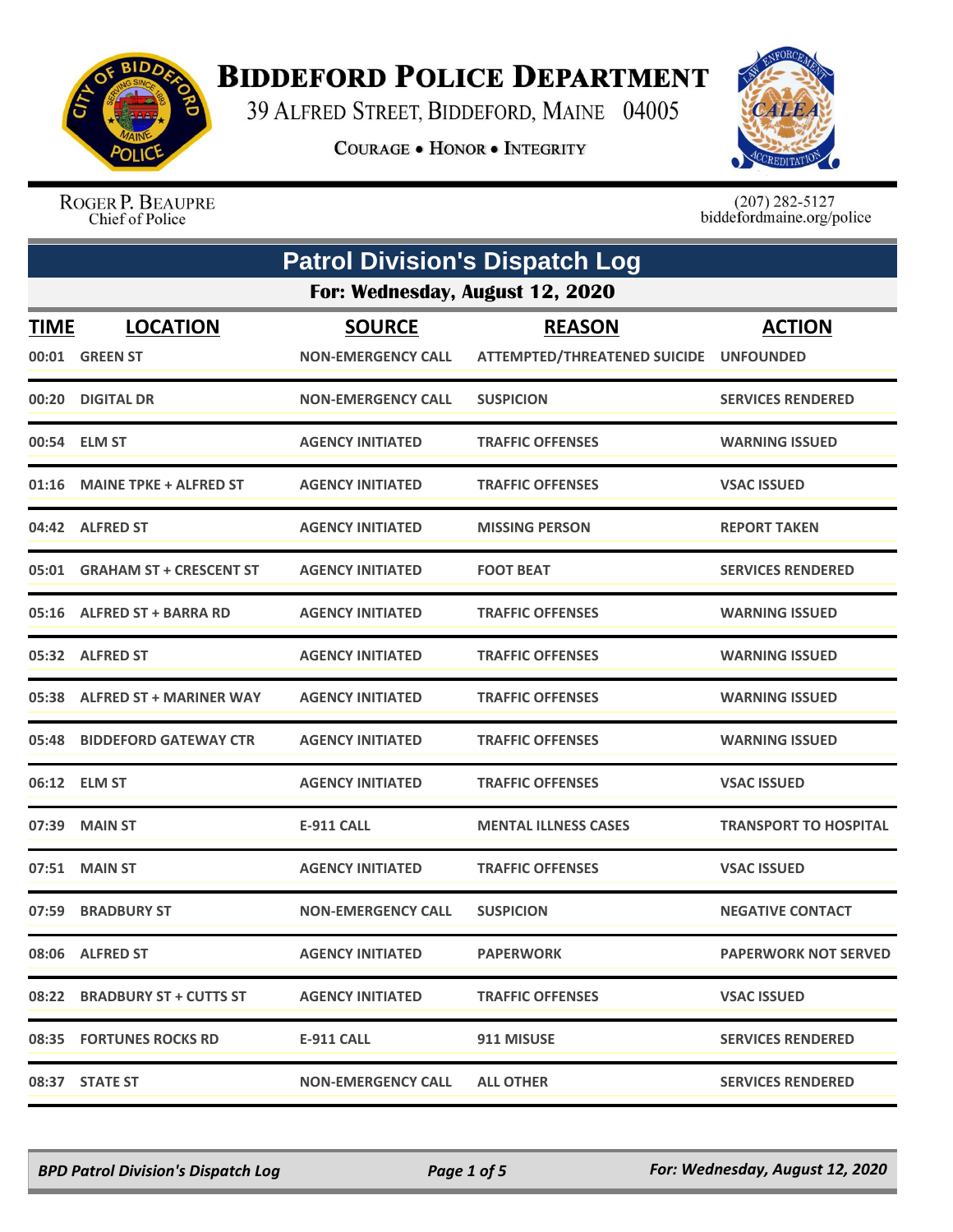# Biddeford Police Department

39 Alfred Street, Biddeford, Maine 04005

Courage • Honor • Integrity

Roger P. Beaupre
Chief of Police

(207) 282-5127
biddefordmaine.org/police

## Patrol Division's Dispatch Log

### For: Wednesday, August 12, 2020

| TIME | LOCATION | SOURCE | REASON | ACTION |
|---|---|---|---|---|
| 00:01 | GREEN ST | NON-EMERGENCY CALL | ATTEMPTED/THREATENED SUICIDE | UNFOUNDED |
| 00:20 | DIGITAL DR | NON-EMERGENCY CALL | SUSPICION | SERVICES RENDERED |
| 00:54 | ELM ST | AGENCY INITIATED | TRAFFIC OFFENSES | WARNING ISSUED |
| 01:16 | MAINE TPKE + ALFRED ST | AGENCY INITIATED | TRAFFIC OFFENSES | VSAC ISSUED |
| 04:42 | ALFRED ST | AGENCY INITIATED | MISSING PERSON | REPORT TAKEN |
| 05:01 | GRAHAM ST + CRESCENT ST | AGENCY INITIATED | FOOT BEAT | SERVICES RENDERED |
| 05:16 | ALFRED ST + BARRA RD | AGENCY INITIATED | TRAFFIC OFFENSES | WARNING ISSUED |
| 05:32 | ALFRED ST | AGENCY INITIATED | TRAFFIC OFFENSES | WARNING ISSUED |
| 05:38 | ALFRED ST + MARINER WAY | AGENCY INITIATED | TRAFFIC OFFENSES | WARNING ISSUED |
| 05:48 | BIDDEFORD GATEWAY CTR | AGENCY INITIATED | TRAFFIC OFFENSES | WARNING ISSUED |
| 06:12 | ELM ST | AGENCY INITIATED | TRAFFIC OFFENSES | VSAC ISSUED |
| 07:39 | MAIN ST | E-911 CALL | MENTAL ILLNESS CASES | TRANSPORT TO HOSPITAL |
| 07:51 | MAIN ST | AGENCY INITIATED | TRAFFIC OFFENSES | VSAC ISSUED |
| 07:59 | BRADBURY ST | NON-EMERGENCY CALL | SUSPICION | NEGATIVE CONTACT |
| 08:06 | ALFRED ST | AGENCY INITIATED | PAPERWORK | PAPERWORK NOT SERVED |
| 08:22 | BRADBURY ST + CUTTS ST | AGENCY INITIATED | TRAFFIC OFFENSES | VSAC ISSUED |
| 08:35 | FORTUNES ROCKS RD | E-911 CALL | 911 MISUSE | SERVICES RENDERED |
| 08:37 | STATE ST | NON-EMERGENCY CALL | ALL OTHER | SERVICES RENDERED |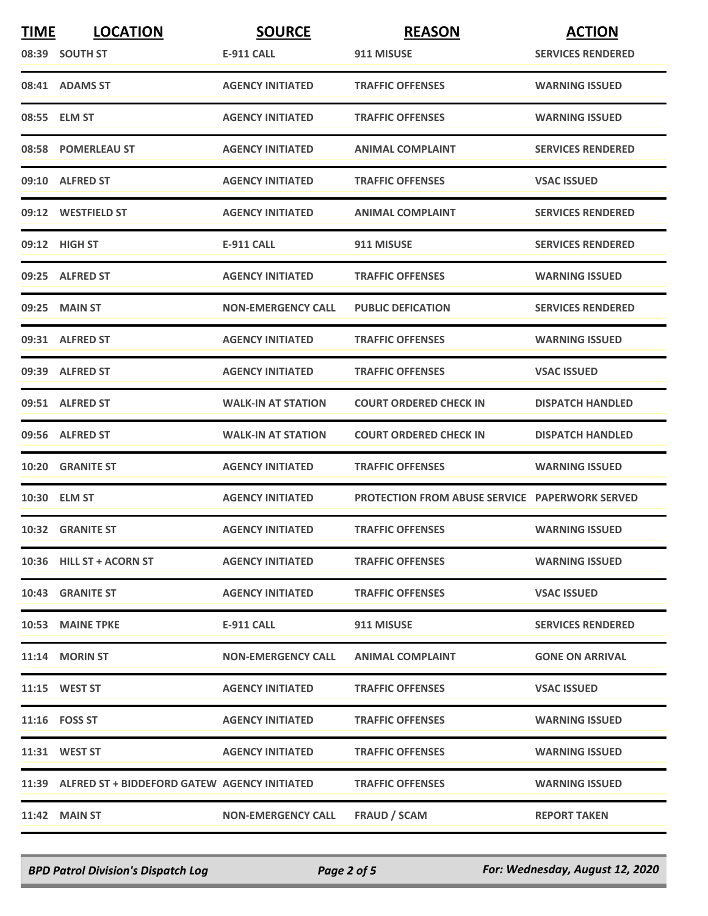| TIME | LOCATION | SOURCE | REASON | ACTION |
|---|---|---|---|---|
| 08:39 | SOUTH ST | E-911 CALL | 911 MISUSE | SERVICES RENDERED |
| 08:41 | ADAMS ST | AGENCY INITIATED | TRAFFIC OFFENSES | WARNING ISSUED |
| 08:55 | ELM ST | AGENCY INITIATED | TRAFFIC OFFENSES | WARNING ISSUED |
| 08:58 | POMERLEAU ST | AGENCY INITIATED | ANIMAL COMPLAINT | SERVICES RENDERED |
| 09:10 | ALFRED ST | AGENCY INITIATED | TRAFFIC OFFENSES | VSAC ISSUED |
| 09:12 | WESTFIELD ST | AGENCY INITIATED | ANIMAL COMPLAINT | SERVICES RENDERED |
| 09:12 | HIGH ST | E-911 CALL | 911 MISUSE | SERVICES RENDERED |
| 09:25 | ALFRED ST | AGENCY INITIATED | TRAFFIC OFFENSES | WARNING ISSUED |
| 09:25 | MAIN ST | NON-EMERGENCY CALL | PUBLIC DEFICATION | SERVICES RENDERED |
| 09:31 | ALFRED ST | AGENCY INITIATED | TRAFFIC OFFENSES | WARNING ISSUED |
| 09:39 | ALFRED ST | AGENCY INITIATED | TRAFFIC OFFENSES | VSAC ISSUED |
| 09:51 | ALFRED ST | WALK-IN AT STATION | COURT ORDERED CHECK IN | DISPATCH HANDLED |
| 09:56 | ALFRED ST | WALK-IN AT STATION | COURT ORDERED CHECK IN | DISPATCH HANDLED |
| 10:20 | GRANITE ST | AGENCY INITIATED | TRAFFIC OFFENSES | WARNING ISSUED |
| 10:30 | ELM ST | AGENCY INITIATED | PROTECTION FROM ABUSE SERVICE | PAPERWORK SERVED |
| 10:32 | GRANITE ST | AGENCY INITIATED | TRAFFIC OFFENSES | WARNING ISSUED |
| 10:36 | HILL ST + ACORN ST | AGENCY INITIATED | TRAFFIC OFFENSES | WARNING ISSUED |
| 10:43 | GRANITE ST | AGENCY INITIATED | TRAFFIC OFFENSES | VSAC ISSUED |
| 10:53 | MAINE TPKE | E-911 CALL | 911 MISUSE | SERVICES RENDERED |
| 11:14 | MORIN ST | NON-EMERGENCY CALL | ANIMAL COMPLAINT | GONE ON ARRIVAL |
| 11:15 | WEST ST | AGENCY INITIATED | TRAFFIC OFFENSES | VSAC ISSUED |
| 11:16 | FOSS ST | AGENCY INITIATED | TRAFFIC OFFENSES | WARNING ISSUED |
| 11:31 | WEST ST | AGENCY INITIATED | TRAFFIC OFFENSES | WARNING ISSUED |
| 11:39 | ALFRED ST + BIDDEFORD GATEW | AGENCY INITIATED | TRAFFIC OFFENSES | WARNING ISSUED |
| 11:42 | MAIN ST | NON-EMERGENCY CALL | FRAUD / SCAM | REPORT TAKEN |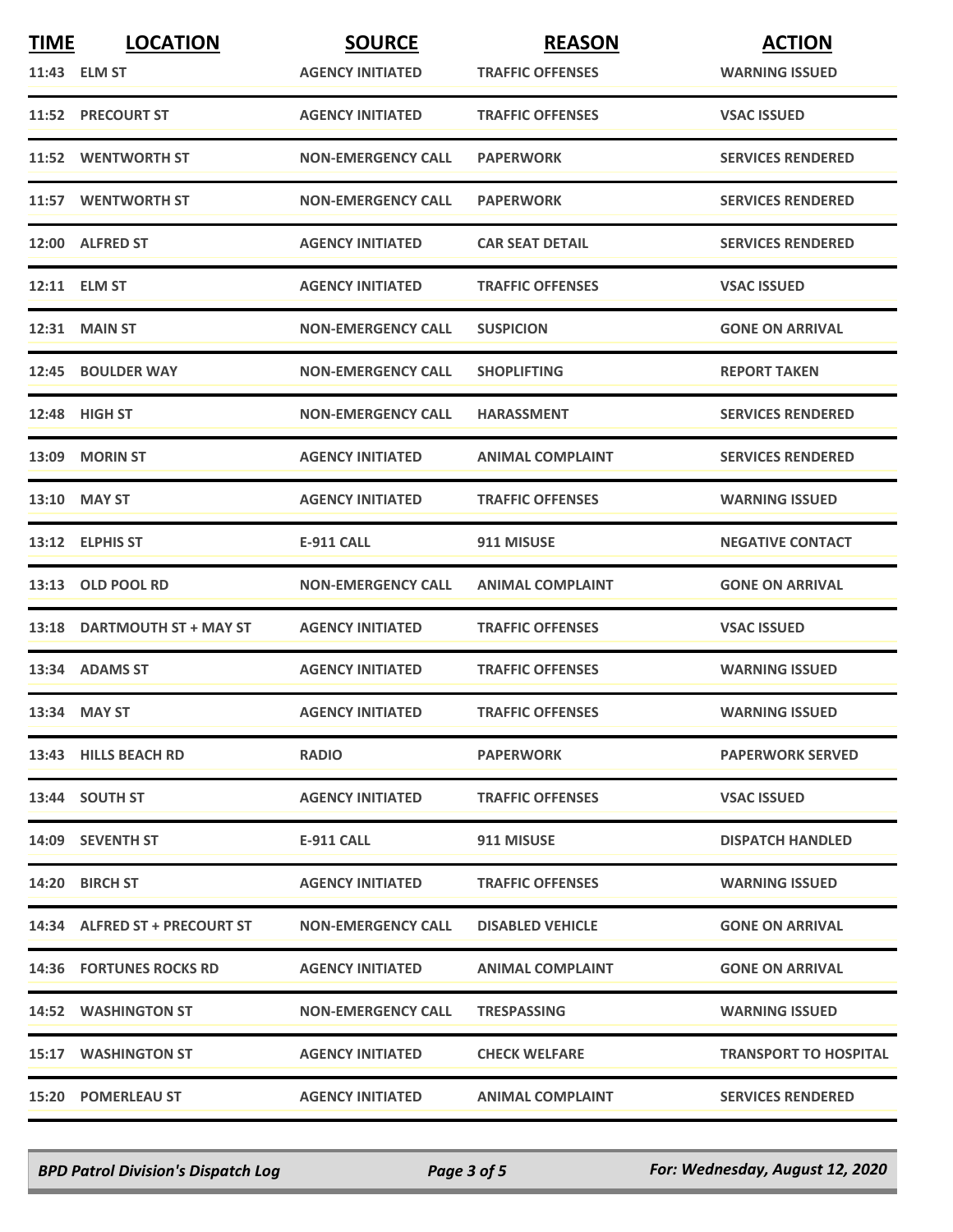| TIME | LOCATION | SOURCE | REASON | ACTION |
|---|---|---|---|---|
| 11:43 | ELM ST | AGENCY INITIATED | TRAFFIC OFFENSES | WARNING ISSUED |
| 11:52 | PRECOURT ST | AGENCY INITIATED | TRAFFIC OFFENSES | VSAC ISSUED |
| 11:52 | WENTWORTH ST | NON-EMERGENCY CALL | PAPERWORK | SERVICES RENDERED |
| 11:57 | WENTWORTH ST | NON-EMERGENCY CALL | PAPERWORK | SERVICES RENDERED |
| 12:00 | ALFRED ST | AGENCY INITIATED | CAR SEAT DETAIL | SERVICES RENDERED |
| 12:11 | ELM ST | AGENCY INITIATED | TRAFFIC OFFENSES | VSAC ISSUED |
| 12:31 | MAIN ST | NON-EMERGENCY CALL | SUSPICION | GONE ON ARRIVAL |
| 12:45 | BOULDER WAY | NON-EMERGENCY CALL | SHOPLIFTING | REPORT TAKEN |
| 12:48 | HIGH ST | NON-EMERGENCY CALL | HARASSMENT | SERVICES RENDERED |
| 13:09 | MORIN ST | AGENCY INITIATED | ANIMAL COMPLAINT | SERVICES RENDERED |
| 13:10 | MAY ST | AGENCY INITIATED | TRAFFIC OFFENSES | WARNING ISSUED |
| 13:12 | ELPHIS ST | E-911 CALL | 911 MISUSE | NEGATIVE CONTACT |
| 13:13 | OLD POOL RD | NON-EMERGENCY CALL | ANIMAL COMPLAINT | GONE ON ARRIVAL |
| 13:18 | DARTMOUTH ST + MAY ST | AGENCY INITIATED | TRAFFIC OFFENSES | VSAC ISSUED |
| 13:34 | ADAMS ST | AGENCY INITIATED | TRAFFIC OFFENSES | WARNING ISSUED |
| 13:34 | MAY ST | AGENCY INITIATED | TRAFFIC OFFENSES | WARNING ISSUED |
| 13:43 | HILLS BEACH RD | RADIO | PAPERWORK | PAPERWORK SERVED |
| 13:44 | SOUTH ST | AGENCY INITIATED | TRAFFIC OFFENSES | VSAC ISSUED |
| 14:09 | SEVENTH ST | E-911 CALL | 911 MISUSE | DISPATCH HANDLED |
| 14:20 | BIRCH ST | AGENCY INITIATED | TRAFFIC OFFENSES | WARNING ISSUED |
| 14:34 | ALFRED ST + PRECOURT ST | NON-EMERGENCY CALL | DISABLED VEHICLE | GONE ON ARRIVAL |
| 14:36 | FORTUNES ROCKS RD | AGENCY INITIATED | ANIMAL COMPLAINT | GONE ON ARRIVAL |
| 14:52 | WASHINGTON ST | NON-EMERGENCY CALL | TRESPASSING | WARNING ISSUED |
| 15:17 | WASHINGTON ST | AGENCY INITIATED | CHECK WELFARE | TRANSPORT TO HOSPITAL |
| 15:20 | POMERLEAU ST | AGENCY INITIATED | ANIMAL COMPLAINT | SERVICES RENDERED |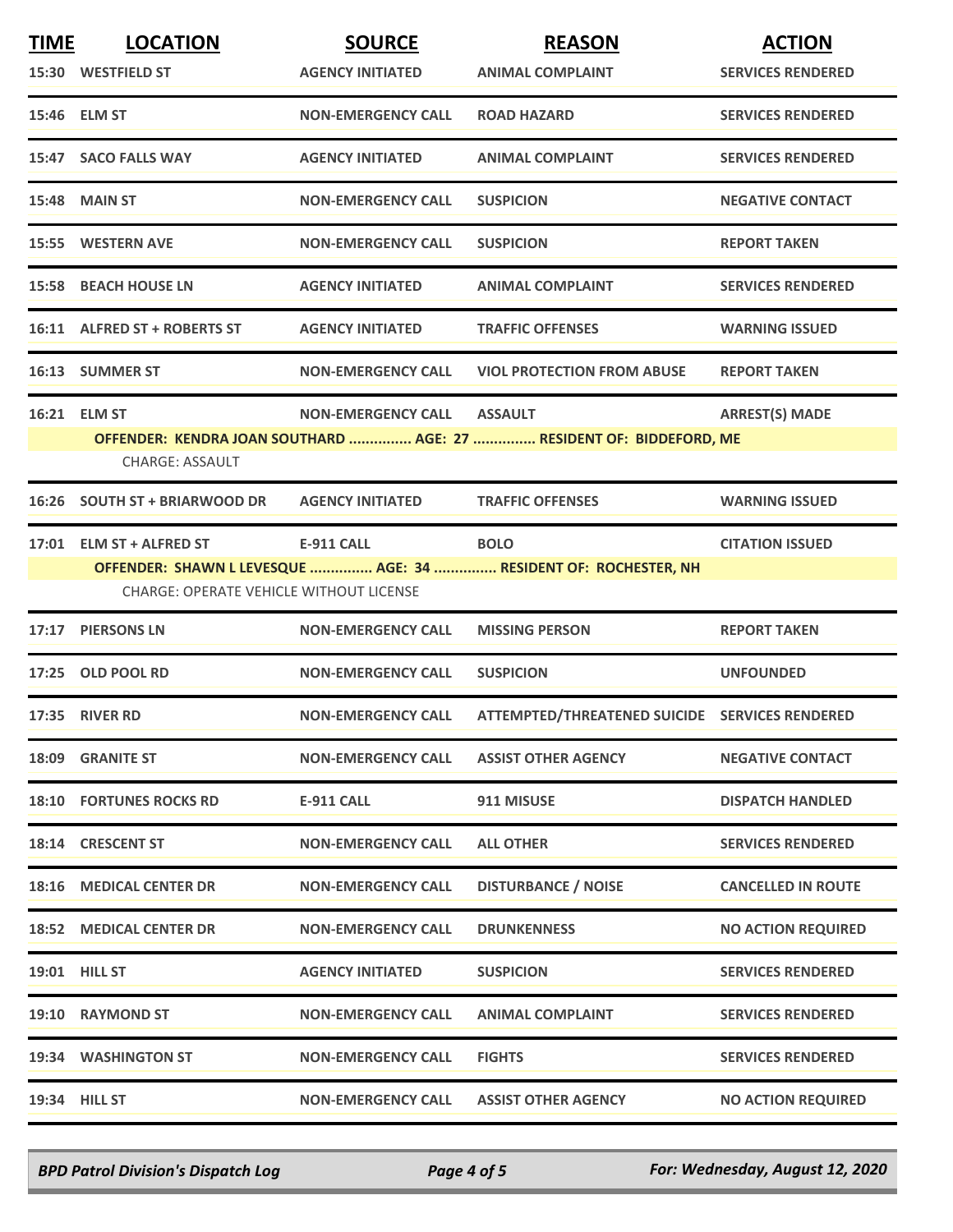| TIME | LOCATION | SOURCE | REASON | ACTION |
|---|---|---|---|---|
| 15:30 | WESTFIELD ST | AGENCY INITIATED | ANIMAL COMPLAINT | SERVICES RENDERED |
| 15:46 | ELM ST | NON-EMERGENCY CALL | ROAD HAZARD | SERVICES RENDERED |
| 15:47 | SACO FALLS WAY | AGENCY INITIATED | ANIMAL COMPLAINT | SERVICES RENDERED |
| 15:48 | MAIN ST | NON-EMERGENCY CALL | SUSPICION | NEGATIVE CONTACT |
| 15:55 | WESTERN AVE | NON-EMERGENCY CALL | SUSPICION | REPORT TAKEN |
| 15:58 | BEACH HOUSE LN | AGENCY INITIATED | ANIMAL COMPLAINT | SERVICES RENDERED |
| 16:11 | ALFRED ST + ROBERTS ST | AGENCY INITIATED | TRAFFIC OFFENSES | WARNING ISSUED |
| 16:13 | SUMMER ST | NON-EMERGENCY CALL | VIOL PROTECTION FROM ABUSE | REPORT TAKEN |
| 16:21 | ELM ST | NON-EMERGENCY CALL | ASSAULT | ARREST(S) MADE |
| | OFFENDER: KENDRA JOAN SOUTHARD ............... AGE: 27 ............... RESIDENT OF: BIDDEFORD, ME | | | |
| | CHARGE: ASSAULT | | | |
| 16:26 | SOUTH ST + BRIARWOOD DR | AGENCY INITIATED | TRAFFIC OFFENSES | WARNING ISSUED |
| 17:01 | ELM ST + ALFRED ST | E-911 CALL | BOLO | CITATION ISSUED |
| | OFFENDER: SHAWN L LEVESQUE ............... AGE: 34 ............... RESIDENT OF: ROCHESTER, NH | | | |
| | CHARGE: OPERATE VEHICLE WITHOUT LICENSE | | | |
| 17:17 | PIERSONS LN | NON-EMERGENCY CALL | MISSING PERSON | REPORT TAKEN |
| 17:25 | OLD POOL RD | NON-EMERGENCY CALL | SUSPICION | UNFOUNDED |
| 17:35 | RIVER RD | NON-EMERGENCY CALL | ATTEMPTED/THREATENED SUICIDE | SERVICES RENDERED |
| 18:09 | GRANITE ST | NON-EMERGENCY CALL | ASSIST OTHER AGENCY | NEGATIVE CONTACT |
| 18:10 | FORTUNES ROCKS RD | E-911 CALL | 911 MISUSE | DISPATCH HANDLED |
| 18:14 | CRESCENT ST | NON-EMERGENCY CALL | ALL OTHER | SERVICES RENDERED |
| 18:16 | MEDICAL CENTER DR | NON-EMERGENCY CALL | DISTURBANCE / NOISE | CANCELLED IN ROUTE |
| 18:52 | MEDICAL CENTER DR | NON-EMERGENCY CALL | DRUNKENNESS | NO ACTION REQUIRED |
| 19:01 | HILL ST | AGENCY INITIATED | SUSPICION | SERVICES RENDERED |
| 19:10 | RAYMOND ST | NON-EMERGENCY CALL | ANIMAL COMPLAINT | SERVICES RENDERED |
| 19:34 | WASHINGTON ST | NON-EMERGENCY CALL | FIGHTS | SERVICES RENDERED |
| 19:34 | HILL ST | NON-EMERGENCY CALL | ASSIST OTHER AGENCY | NO ACTION REQUIRED |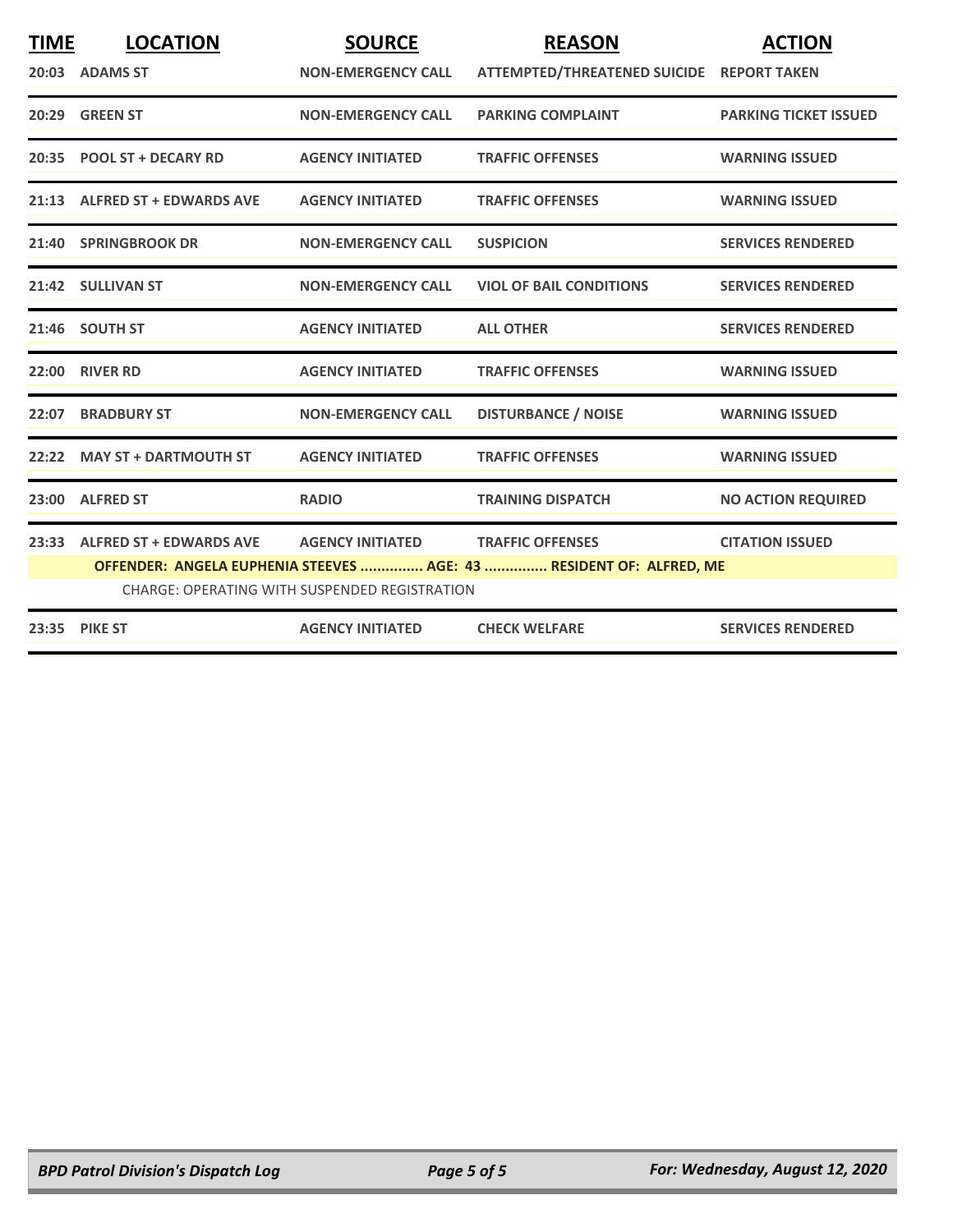| TIME | LOCATION | SOURCE | REASON | ACTION |
|---|---|---|---|---|
| 20:03 | ADAMS ST | NON-EMERGENCY CALL | ATTEMPTED/THREATENED SUICIDE | REPORT TAKEN |
| 20:29 | GREEN ST | NON-EMERGENCY CALL | PARKING COMPLAINT | PARKING TICKET ISSUED |
| 20:35 | POOL ST + DECARY RD | AGENCY INITIATED | TRAFFIC OFFENSES | WARNING ISSUED |
| 21:13 | ALFRED ST + EDWARDS AVE | AGENCY INITIATED | TRAFFIC OFFENSES | WARNING ISSUED |
| 21:40 | SPRINGBROOK DR | NON-EMERGENCY CALL | SUSPICION | SERVICES RENDERED |
| 21:42 | SULLIVAN ST | NON-EMERGENCY CALL | VIOL OF BAIL CONDITIONS | SERVICES RENDERED |
| 21:46 | SOUTH ST | AGENCY INITIATED | ALL OTHER | SERVICES RENDERED |
| 22:00 | RIVER RD | AGENCY INITIATED | TRAFFIC OFFENSES | WARNING ISSUED |
| 22:07 | BRADBURY ST | NON-EMERGENCY CALL | DISTURBANCE / NOISE | WARNING ISSUED |
| 22:22 | MAY ST + DARTMOUTH ST | AGENCY INITIATED | TRAFFIC OFFENSES | WARNING ISSUED |
| 23:00 | ALFRED ST | RADIO | TRAINING DISPATCH | NO ACTION REQUIRED |
| 23:33 | ALFRED ST + EDWARDS AVE | AGENCY INITIATED | TRAFFIC OFFENSES | CITATION ISSUED |
| | OFFENDER: ANGELA EUPHENIA STEEVES ............... AGE: 43 ............... RESIDENT OF: ALFRED, ME | | | |
| | CHARGE: OPERATING WITH SUSPENDED REGISTRATION | | | |
| 23:35 | PIKE ST | AGENCY INITIATED | CHECK WELFARE | SERVICES RENDERED |

*BPD Patrol Division's Dispatch Log* — *For: Wednesday, August 12, 2020*